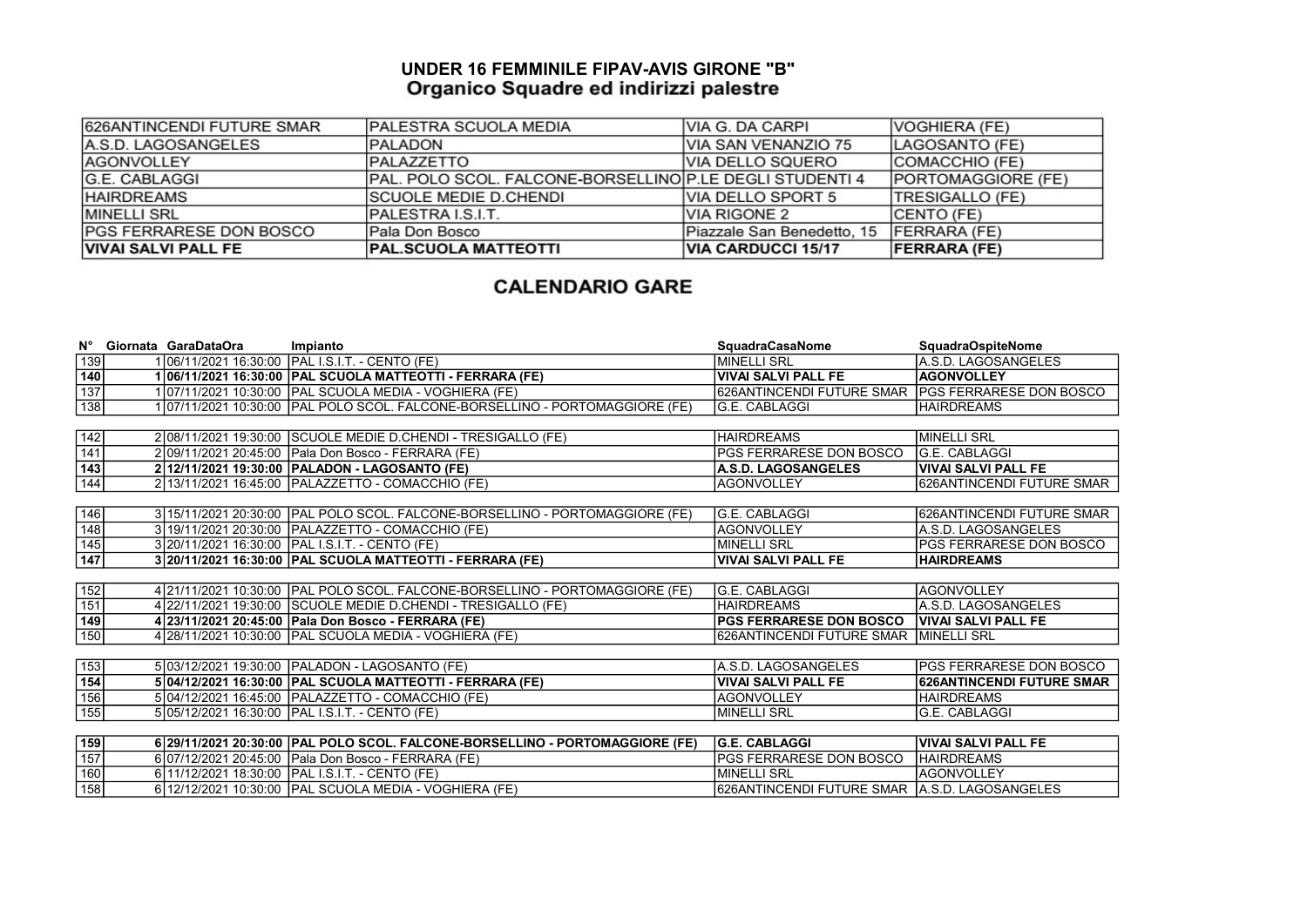# UNDER 16 FEMMINILE FIPAV-AVIS GIRONE "B"

## Organico Squadre ed indirizzi palestre

| | | | |
|---|---|---|---|
| 626ANTINCENDI FUTURE SMAR | PALESTRA SCUOLA MEDIA | VIA G. DA CARPI | VOGHIERA (FE) |
| A.S.D. LAGOSANGELES | PALADON | VIA SAN VENANZIO 75 | LAGOSANTO (FE) |
| AGONVOLLEY | PALAZZETTO | VIA DELLO SQUERO | COMACCHIO (FE) |
| G.E. CABLAGGI | PAL. POLO SCOL. FALCONE-BORSELLINO | P.LE DEGLI STUDENTI 4 | PORTOMAGGIORE (FE) |
| HAIRDREAMS | SCUOLE MEDIE D.CHENDI | VIA DELLO SPORT 5 | TRESIGALLO (FE) |
| MINELLI SRL | PALESTRA I.S.I.T. | VIA RIGONE 2 | CENTO (FE) |
| PGS FERRARESE DON BOSCO | Pala Don Bosco | Piazzale San Benedetto, 15 | FERRARA (FE) |
| **VIVAI SALVI PALL FE** | **PAL.SCUOLA MATTEOTTI** | **VIA CARDUCCI 15/17** | **FERRARA (FE)** |

## CALENDARIO GARE

| N° | Giornata | GaraDataOra | Impianto | SquadraCasaNome | SquadraOspiteNome |
|---|---|---|---|---|---|
| 139 | 1 | 06/11/2021 16:30:00 | PAL I.S.I.T. - CENTO (FE) | MINELLI SRL | A.S.D. LAGOSANGELES |
| **140** | **1** | **06/11/2021 16:30:00** | **PAL SCUOLA MATTEOTTI - FERRARA (FE)** | **VIVAI SALVI PALL FE** | **AGONVOLLEY** |
| 137 | 1 | 07/11/2021 10:30:00 | PAL SCUOLA MEDIA - VOGHIERA (FE) | 626ANTINCENDI FUTURE SMAR | PGS FERRARESE DON BOSCO |
| 138 | 1 | 07/11/2021 10:30:00 | PAL POLO SCOL. FALCONE-BORSELLINO - PORTOMAGGIORE (FE) | G.E. CABLAGGI | HAIRDREAMS |
| 142 | 2 | 08/11/2021 19:30:00 | SCUOLE MEDIE D.CHENDI - TRESIGALLO (FE) | HAIRDREAMS | MINELLI SRL |
| 141 | 2 | 09/11/2021 20:45:00 | Pala Don Bosco - FERRARA (FE) | PGS FERRARESE DON BOSCO | G.E. CABLAGGI |
| **143** | **2** | **12/11/2021 19:30:00** | **PALADON - LAGOSANTO (FE)** | **A.S.D. LAGOSANGELES** | **VIVAI SALVI PALL FE** |
| 144 | 2 | 13/11/2021 16:45:00 | PALAZZETTO - COMACCHIO (FE) | AGONVOLLEY | 626ANTINCENDI FUTURE SMAR |
| 146 | 3 | 15/11/2021 20:30:00 | PAL POLO SCOL. FALCONE-BORSELLINO - PORTOMAGGIORE (FE) | G.E. CABLAGGI | 626ANTINCENDI FUTURE SMAR |
| 148 | 3 | 19/11/2021 20:30:00 | PALAZZETTO - COMACCHIO (FE) | AGONVOLLEY | A.S.D. LAGOSANGELES |
| 145 | 3 | 20/11/2021 16:30:00 | PAL I.S.I.T. - CENTO (FE) | MINELLI SRL | PGS FERRARESE DON BOSCO |
| **147** | **3** | **20/11/2021 16:30:00** | **PAL SCUOLA MATTEOTTI - FERRARA (FE)** | **VIVAI SALVI PALL FE** | **HAIRDREAMS** |
| 152 | 4 | 21/11/2021 10:30:00 | PAL POLO SCOL. FALCONE-BORSELLINO - PORTOMAGGIORE (FE) | G.E. CABLAGGI | AGONVOLLEY |
| 151 | 4 | 22/11/2021 19:30:00 | SCUOLE MEDIE D.CHENDI - TRESIGALLO (FE) | HAIRDREAMS | A.S.D. LAGOSANGELES |
| **149** | **4** | **23/11/2021 20:45:00** | **Pala Don Bosco - FERRARA (FE)** | **PGS FERRARESE DON BOSCO** | **VIVAI SALVI PALL FE** |
| 150 | 4 | 28/11/2021 10:30:00 | PAL SCUOLA MEDIA - VOGHIERA (FE) | 626ANTINCENDI FUTURE SMAR | MINELLI SRL |
| 153 | 5 | 03/12/2021 19:30:00 | PALADON - LAGOSANTO (FE) | A.S.D. LAGOSANGELES | PGS FERRARESE DON BOSCO |
| **154** | **5** | **04/12/2021 16:30:00** | **PAL SCUOLA MATTEOTTI - FERRARA (FE)** | **VIVAI SALVI PALL FE** | **626ANTINCENDI FUTURE SMAR** |
| 156 | 5 | 04/12/2021 16:45:00 | PALAZZETTO - COMACCHIO (FE) | AGONVOLLEY | HAIRDREAMS |
| 155 | 5 | 05/12/2021 16:30:00 | PAL I.S.I.T. - CENTO (FE) | MINELLI SRL | G.E. CABLAGGI |
| **159** | **6** | **29/11/2021 20:30:00** | **PAL POLO SCOL. FALCONE-BORSELLINO - PORTOMAGGIORE (FE)** | **G.E. CABLAGGI** | **VIVAI SALVI PALL FE** |
| 157 | 6 | 07/12/2021 20:45:00 | Pala Don Bosco - FERRARA (FE) | PGS FERRARESE DON BOSCO | HAIRDREAMS |
| 160 | 6 | 11/12/2021 18:30:00 | PAL I.S.I.T. - CENTO (FE) | MINELLI SRL | AGONVOLLEY |
| 158 | 6 | 12/12/2021 10:30:00 | PAL SCUOLA MEDIA - VOGHIERA (FE) | 626ANTINCENDI FUTURE SMAR | A.S.D. LAGOSANGELES |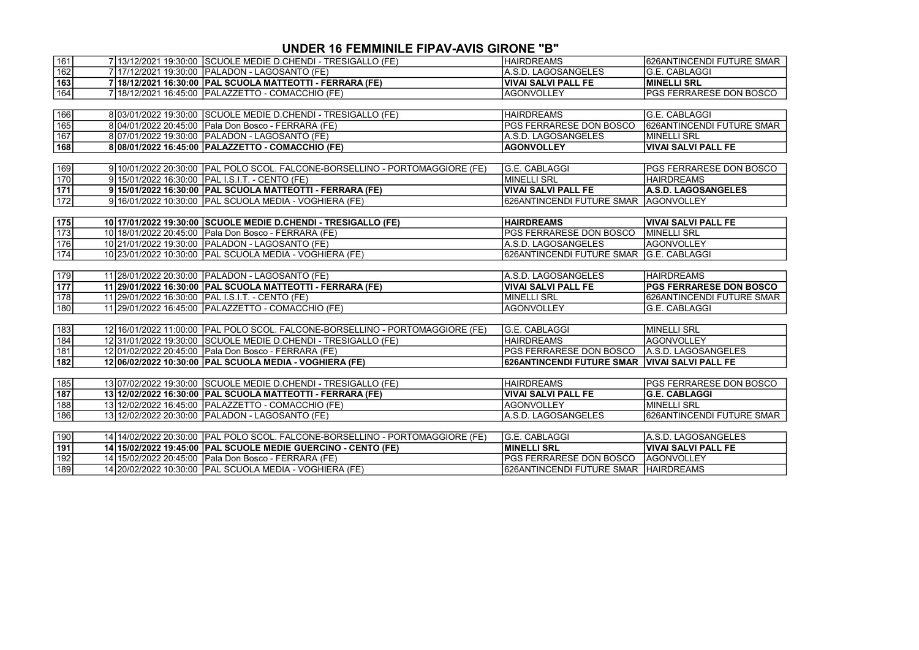# UNDER 16 FEMMINILE FIPAV-AVIS GIRONE "B"

| | | | | | |
|---|---|---|---|---|---|
| 161 | 7 | 13/12/2021 19:30:00 | SCUOLE MEDIE D.CHENDI - TRESIGALLO (FE) | HAIRDREAMS | 626ANTINCENDI FUTURE SMAR |
| 162 | 7 | 17/12/2021 19:30:00 | PALADON - LAGOSANTO (FE) | A.S.D. LAGOSANGELES | G.E. CABLAGGI |
| **163** | **7** | **18/12/2021 16:30:00** | **PAL SCUOLA MATTEOTTI - FERRARA (FE)** | **VIVAI SALVI PALL FE** | **MINELLI SRL** |
| 164 | 7 | 18/12/2021 16:45:00 | PALAZZETTO - COMACCHIO (FE) | AGONVOLLEY | PGS FERRARESE DON BOSCO |
| | | | | | |
| 166 | 8 | 03/01/2022 19:30:00 | SCUOLE MEDIE D.CHENDI - TRESIGALLO (FE) | HAIRDREAMS | G.E. CABLAGGI |
| 165 | 8 | 04/01/2022 20:45:00 | Pala Don Bosco - FERRARA (FE) | PGS FERRARESE DON BOSCO | 626ANTINCENDI FUTURE SMAR |
| 167 | 8 | 07/01/2022 19:30:00 | PALADON - LAGOSANTO (FE) | A.S.D. LAGOSANGELES | MINELLI SRL |
| **168** | **8** | **08/01/2022 16:45:00** | **PALAZZETTO - COMACCHIO (FE)** | **AGONVOLLEY** | **VIVAI SALVI PALL FE** |
| | | | | | |
| 169 | 9 | 10/01/2022 20:30:00 | PAL POLO SCOL. FALCONE-BORSELLINO - PORTOMAGGIORE (FE) | G.E. CABLAGGI | PGS FERRARESE DON BOSCO |
| 170 | 9 | 15/01/2022 16:30:00 | PAL I.S.I.T. - CENTO (FE) | MINELLI SRL | HAIRDREAMS |
| **171** | **9** | **15/01/2022 16:30:00** | **PAL SCUOLA MATTEOTTI - FERRARA (FE)** | **VIVAI SALVI PALL FE** | **A.S.D. LAGOSANGELES** |
| 172 | 9 | 16/01/2022 10:30:00 | PAL SCUOLA MEDIA - VOGHIERA (FE) | 626ANTINCENDI FUTURE SMAR | AGONVOLLEY |
| | | | | | |
| **175** | **10** | **17/01/2022 19:30:00** | **SCUOLE MEDIE D.CHENDI - TRESIGALLO (FE)** | **HAIRDREAMS** | **VIVAI SALVI PALL FE** |
| 173 | 10 | 18/01/2022 20:45:00 | Pala Don Bosco - FERRARA (FE) | PGS FERRARESE DON BOSCO | MINELLI SRL |
| 176 | 10 | 21/01/2022 19:30:00 | PALADON - LAGOSANTO (FE) | A.S.D. LAGOSANGELES | AGONVOLLEY |
| 174 | 10 | 23/01/2022 10:30:00 | PAL SCUOLA MEDIA - VOGHIERA (FE) | 626ANTINCENDI FUTURE SMAR | G.E. CABLAGGI |
| | | | | | |
| 179 | 11 | 28/01/2022 20:30:00 | PALADON - LAGOSANTO (FE) | A.S.D. LAGOSANGELES | HAIRDREAMS |
| **177** | **11** | **29/01/2022 16:30:00** | **PAL SCUOLA MATTEOTTI - FERRARA (FE)** | **VIVAI SALVI PALL FE** | **PGS FERRARESE DON BOSCO** |
| 178 | 11 | 29/01/2022 16:30:00 | PAL I.S.I.T. - CENTO (FE) | MINELLI SRL | 626ANTINCENDI FUTURE SMAR |
| 180 | 11 | 29/01/2022 16:45:00 | PALAZZETTO - COMACCHIO (FE) | AGONVOLLEY | G.E. CABLAGGI |
| | | | | | |
| 183 | 12 | 16/01/2022 11:00:00 | PAL POLO SCOL. FALCONE-BORSELLINO - PORTOMAGGIORE (FE) | G.E. CABLAGGI | MINELLI SRL |
| 184 | 12 | 31/01/2022 19:30:00 | SCUOLE MEDIE D.CHENDI - TRESIGALLO (FE) | HAIRDREAMS | AGONVOLLEY |
| 181 | 12 | 01/02/2022 20:45:00 | Pala Don Bosco - FERRARA (FE) | PGS FERRARESE DON BOSCO | A.S.D. LAGOSANGELES |
| **182** | **12** | **06/02/2022 10:30:00** | **PAL SCUOLA MEDIA - VOGHIERA (FE)** | **626ANTINCENDI FUTURE SMAR** | **VIVAI SALVI PALL FE** |
| | | | | | |
| 185 | 13 | 07/02/2022 19:30:00 | SCUOLE MEDIE D.CHENDI - TRESIGALLO (FE) | HAIRDREAMS | PGS FERRARESE DON BOSCO |
| **187** | **13** | **12/02/2022 16:30:00** | **PAL SCUOLA MATTEOTTI - FERRARA (FE)** | **VIVAI SALVI PALL FE** | **G.E. CABLAGGI** |
| 188 | 13 | 12/02/2022 16:45:00 | PALAZZETTO - COMACCHIO (FE) | AGONVOLLEY | MINELLI SRL |
| 186 | 13 | 12/02/2022 20:30:00 | PALADON - LAGOSANTO (FE) | A.S.D. LAGOSANGELES | 626ANTINCENDI FUTURE SMAR |
| | | | | | |
| 190 | 14 | 14/02/2022 20:30:00 | PAL POLO SCOL. FALCONE-BORSELLINO - PORTOMAGGIORE (FE) | G.E. CABLAGGI | A.S.D. LAGOSANGELES |
| **191** | **14** | **15/02/2022 19:45:00** | **PAL SCUOLE MEDIE GUERCINO - CENTO (FE)** | **MINELLI SRL** | **VIVAI SALVI PALL FE** |
| 192 | 14 | 15/02/2022 20:45:00 | Pala Don Bosco - FERRARA (FE) | PGS FERRARESE DON BOSCO | AGONVOLLEY |
| 189 | 14 | 20/02/2022 10:30:00 | PAL SCUOLA MEDIA - VOGHIERA (FE) | 626ANTINCENDI FUTURE SMAR | HAIRDREAMS |